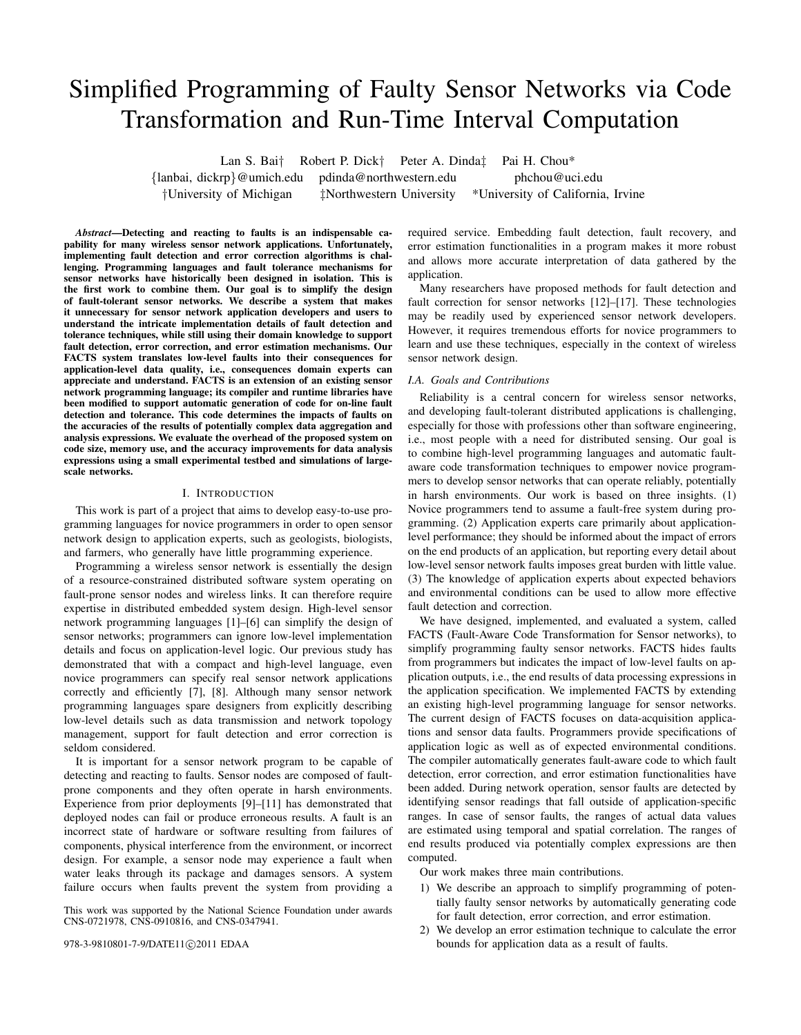# Simplified Programming of Faulty Sensor Networks via Code Transformation and Run-Time Interval Computation

Lan S. Bai† Robert P. Dick† Peter A. Dinda‡ Pai H. Chou*

{lanbai, dickrp}@umich.edu pdinda@northwestern.edu phchou@uci.edu

†University of Michigan ‡Northwestern University *University of California, Irvine

***Abstract*—Detecting and reacting to faults is an indispensable capability for many wireless sensor network applications. Unfortunately, implementing fault detection and error correction algorithms is challenging. Programming languages and fault tolerance mechanisms for sensor networks have historically been designed in isolation. This is the first work to combine them. Our goal is to simplify the design of fault-tolerant sensor networks. We describe a system that makes it unnecessary for sensor network application developers and users to understand the intricate implementation details of fault detection and tolerance techniques, while still using their domain knowledge to support fault detection, error correction, and error estimation mechanisms. Our FACTS system translates low-level faults into their consequences for application-level data quality, i.e., consequences domain experts can appreciate and understand. FACTS is an extension of an existing sensor network programming language; its compiler and runtime libraries have been modified to support automatic generation of code for on-line fault detection and tolerance. This code determines the impacts of faults on the accuracies of the results of potentially complex data aggregation and analysis expressions. We evaluate the overhead of the proposed system on code size, memory use, and the accuracy improvements for data analysis expressions using a small experimental testbed and simulations of large-scale networks.**

## I. Introduction

This work is part of a project that aims to develop easy-to-use programming languages for novice programmers in order to open sensor network design to application experts, such as geologists, biologists, and farmers, who generally have little programming experience.

Programming a wireless sensor network is essentially the design of a resource-constrained distributed software system operating on fault-prone sensor nodes and wireless links. It can therefore require expertise in distributed embedded system design. High-level sensor network programming languages [1]–[6] can simplify the design of sensor networks; programmers can ignore low-level implementation details and focus on application-level logic. Our previous study has demonstrated that with a compact and high-level language, even novice programmers can specify real sensor network applications correctly and efficiently [7], [8]. Although many sensor network programming languages spare designers from explicitly describing low-level details such as data transmission and network topology management, support for fault detection and error correction is seldom considered.

It is important for a sensor network program to be capable of detecting and reacting to faults. Sensor nodes are composed of fault-prone components and they often operate in harsh environments. Experience from prior deployments [9]–[11] has demonstrated that deployed nodes can fail or produce erroneous results. A fault is an incorrect state of hardware or software resulting from failures of components, physical interference from the environment, or incorrect design. For example, a sensor node may experience a fault when water leaks through its package and damages sensors. A system failure occurs when faults prevent the system from providing a required service. Embedding fault detection, fault recovery, and error estimation functionalities in a program makes it more robust and allows more accurate interpretation of data gathered by the application.

Many researchers have proposed methods for fault detection and fault correction for sensor networks [12]–[17]. These technologies may be readily used by experienced sensor network developers. However, it requires tremendous efforts for novice programmers to learn and use these techniques, especially in the context of wireless sensor network design.

This work was supported by the National Science Foundation under awards CNS-0721978, CNS-0910816, and CNS-0347941.

978-3-9810801-7-9/DATE11©2011 EDAA

### I.A. Goals and Contributions

Reliability is a central concern for wireless sensor networks, and developing fault-tolerant distributed applications is challenging, especially for those with professions other than software engineering, i.e., most people with a need for distributed sensing. Our goal is to combine high-level programming languages and automatic fault-aware code transformation techniques to empower novice programmers to develop sensor networks that can operate reliably, potentially in harsh environments. Our work is based on three insights. (1) Novice programmers tend to assume a fault-free system during programming. (2) Application experts care primarily about application-level performance; they should be informed about the impact of errors on the end products of an application, but reporting every detail about low-level sensor network faults imposes great burden with little value. (3) The knowledge of application experts about expected behaviors and environmental conditions can be used to allow more effective fault detection and correction.

We have designed, implemented, and evaluated a system, called FACTS (Fault-Aware Code Transformation for Sensor networks), to simplify programming faulty sensor networks. FACTS hides faults from programmers but indicates the impact of low-level faults on application outputs, i.e., the end results of data processing expressions in the application specification. We implemented FACTS by extending an existing high-level programming language for sensor networks. The current design of FACTS focuses on data-acquisition applications and sensor data faults. Programmers provide specifications of application logic as well as of expected environmental conditions. The compiler automatically generates fault-aware code to which fault detection, error correction, and error estimation functionalities have been added. During network operation, sensor faults are detected by identifying sensor readings that fall outside of application-specific ranges. In case of sensor faults, the ranges of actual data values are estimated using temporal and spatial correlation. The ranges of end results produced via potentially complex expressions are then computed.

Our work makes three main contributions.

1) We describe an approach to simplify programming of potentially faulty sensor networks by automatically generating code for fault detection, error correction, and error estimation.
2) We develop an error estimation technique to calculate the error bounds for application data as a result of faults.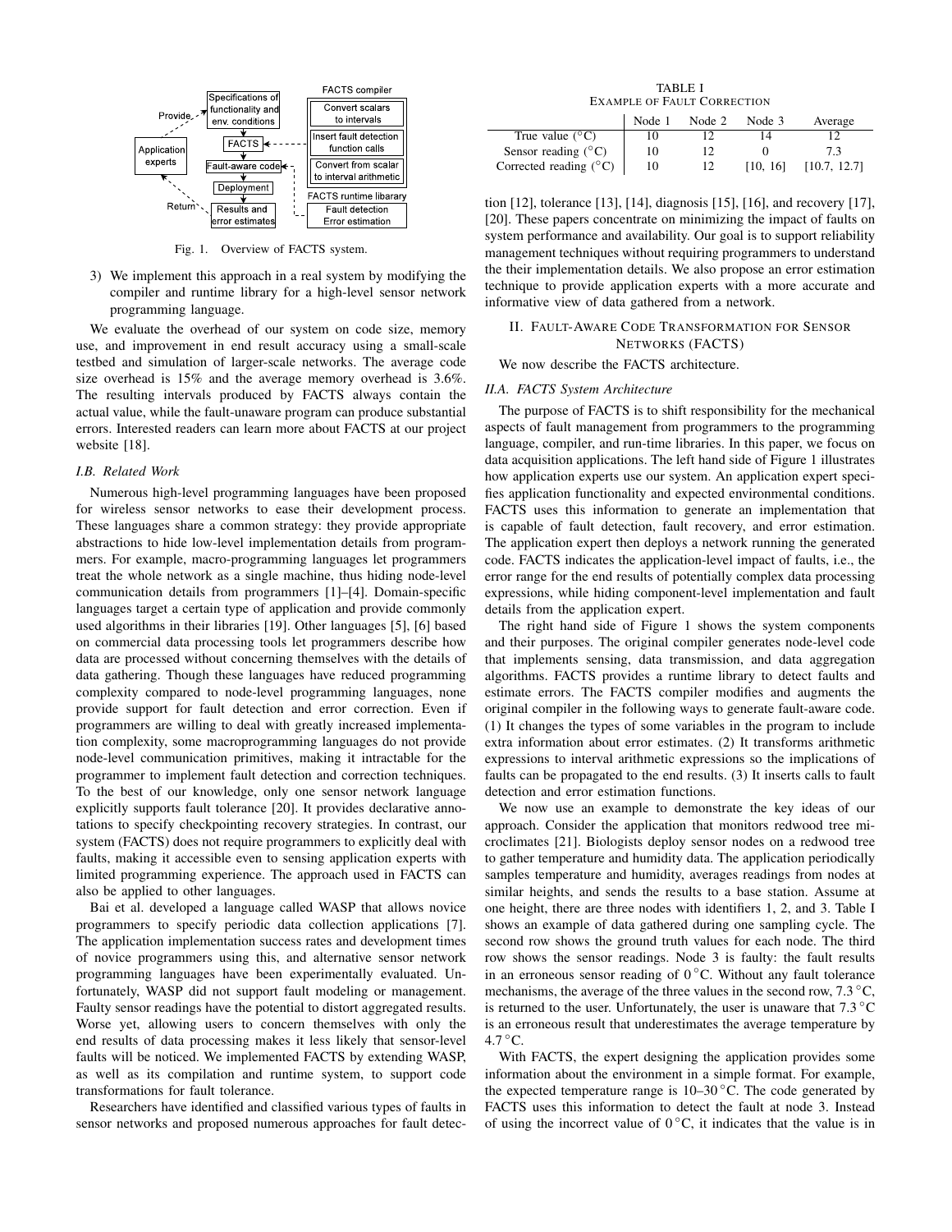Specifications of functionality and env. conditions

Provide

Application experts

FACTS

Fault-aware code

Deployment

Return

Results and error estimates

FACTS compiler

Convert scalars to intervals

Insert fault detection function calls

Convert from scalar to interval arithmetic

FACTS runtime library

Fault detection Error estimation

Fig. 1. Overview of FACTS system.

3) We implement this approach in a real system by modifying the compiler and runtime library for a high-level sensor network programming language.

We evaluate the overhead of our system on code size, memory use, and improvement in end result accuracy using a small-scale testbed and simulation of larger-scale networks. The average code size overhead is 15% and the average memory overhead is 3.6%. The resulting intervals produced by FACTS always contain the actual value, while the fault-unaware program can produce substantial errors. Interested readers can learn more about FACTS at our project website [18].

### I.B. Related Work

Numerous high-level programming languages have been proposed for wireless sensor networks to ease their development process. These languages share a common strategy: they provide appropriate abstractions to hide low-level implementation details from programmers. For example, macro-programming languages let programmers treat the whole network as a single machine, thus hiding node-level communication details from programmers [1]–[4]. Domain-specific languages target a certain type of application and provide commonly used algorithms in their libraries [19]. Other languages [5], [6] based on commercial data processing tools let programmers describe how data are processed without concerning themselves with the details of data gathering. Though these languages have reduced programming complexity compared to node-level programming languages, none provide support for fault detection and error correction. Even if programmers are willing to deal with greatly increased implementation complexity, some macroprogramming languages do not provide node-level communication primitives, making it intractable for the programmer to implement fault detection and correction techniques. To the best of our knowledge, only one sensor network language explicitly supports fault tolerance [20]. It provides declarative annotations to specify checkpointing recovery strategies. In contrast, our system (FACTS) does not require programmers to explicitly deal with faults, making it accessible even to sensing application experts with limited programming experience. The approach used in FACTS can also be applied to other languages.

Bai et al. developed a language called WASP that allows novice programmers to specify periodic data collection applications [7]. The application implementation success rates and development times of novice programmers using this, and alternative sensor network programming languages have been experimentally evaluated. Unfortunately, WASP did not support fault modeling or management. Faulty sensor readings have the potential to distort aggregated results. Worse yet, allowing users to concern themselves with only the end results of data processing makes it less likely that sensor-level faults will be noticed. We implemented FACTS by extending WASP, as well as its compilation and runtime system, to support code transformations for fault tolerance.

Researchers have identified and classified various types of faults in sensor networks and proposed numerous approaches for fault detection [12], tolerance [13], [14], diagnosis [15], [16], and recovery [17], [20]. These papers concentrate on minimizing the impact of faults on system performance and availability. Our goal is to support reliability management techniques without requiring programmers to understand the their implementation details. We also propose an error estimation technique to provide application experts with a more accurate and informative view of data gathered from a network.

TABLE I
EXAMPLE OF FAULT CORRECTION

| | Node 1 | Node 2 | Node 3 | Average |
|---|---|---|---|---|
| True value (°C) | 10 | 12 | 14 | 12 |
| Sensor reading (°C) | 10 | 12 | 0 | 7.3 |
| Corrected reading (°C) | 10 | 12 | [10, 16] | [10.7, 12.7] |

## II. Fault-Aware Code Transformation for Sensor Networks (FACTS)

We now describe the FACTS architecture.

### II.A. FACTS System Architecture

The purpose of FACTS is to shift responsibility for the mechanical aspects of fault management from programmers to the programming language, compiler, and run-time libraries. In this paper, we focus on data acquisition applications. The left hand side of Figure 1 illustrates how application experts use our system. An application expert specifies application functionality and expected environmental conditions. FACTS uses this information to generate an implementation that is capable of fault detection, fault recovery, and error estimation. The application expert then deploys a network running the generated code. FACTS indicates the application-level impact of faults, i.e., the error range for the end results of potentially complex data processing expressions, while hiding component-level implementation and fault details from the application expert.

The right hand side of Figure 1 shows the system components and their purposes. The original compiler generates node-level code that implements sensing, data transmission, and data aggregation algorithms. FACTS provides a runtime library to detect faults and estimate errors. The FACTS compiler modifies and augments the original compiler in the following ways to generate fault-aware code. (1) It changes the types of some variables in the program to include extra information about error estimates. (2) It transforms arithmetic expressions to interval arithmetic expressions so the implications of faults can be propagated to the end results. (3) It inserts calls to fault detection and error estimation functions.

We now use an example to demonstrate the key ideas of our approach. Consider the application that monitors redwood tree microclimates [21]. Biologists deploy sensor nodes on a redwood tree to gather temperature and humidity data. The application periodically samples temperature and humidity, averages readings from nodes at similar heights, and sends the results to a base station. Assume at one height, there are three nodes with identifiers 1, 2, and 3. Table I shows an example of data gathered during one sampling cycle. The second row shows the ground truth values for each node. The third row shows the sensor readings. Node 3 is faulty: the fault results in an erroneous sensor reading of 0 °C. Without any fault tolerance mechanisms, the average of the three values in the second row, 7.3 °C, is returned to the user. Unfortunately, the user is unaware that 7.3 °C is an erroneous result that underestimates the average temperature by 4.7 °C.

With FACTS, the expert designing the application provides some information about the environment in a simple format. For example, the expected temperature range is 10–30 °C. The code generated by FACTS uses this information to detect the fault at node 3. Instead of using the incorrect value of 0 °C, it indicates that the value is in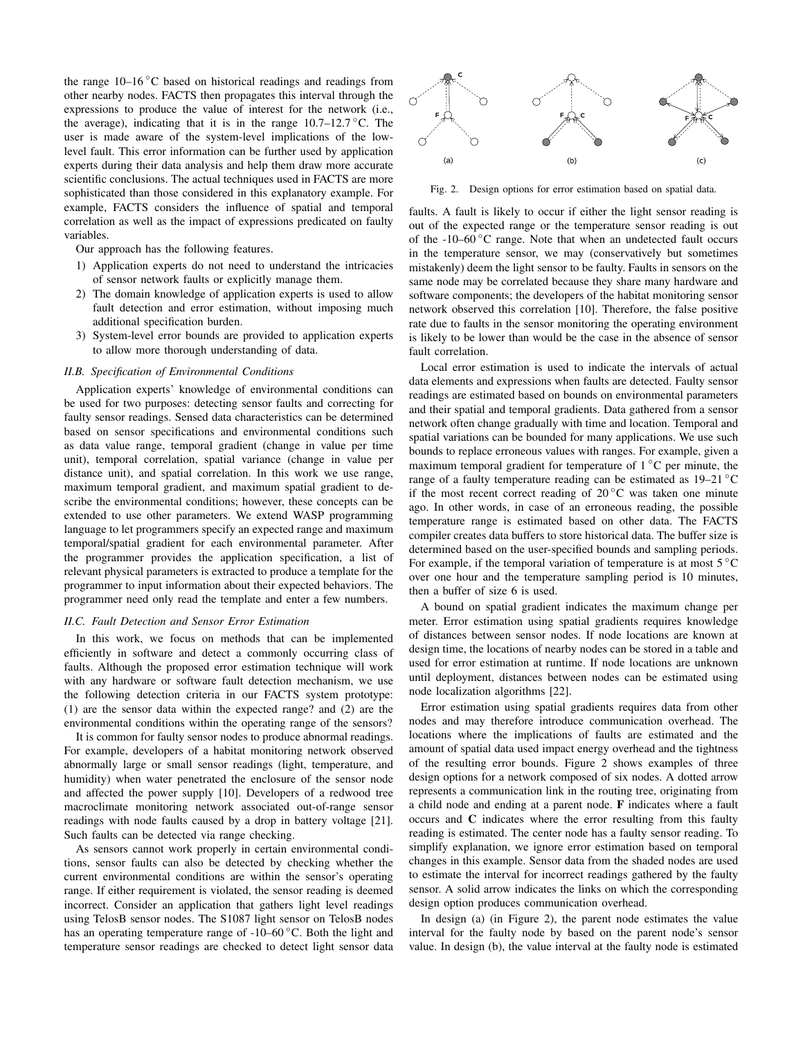the range 10–16 °C based on historical readings and readings from other nearby nodes. FACTS then propagates this interval through the expressions to produce the value of interest for the network (i.e., the average), indicating that it is in the range 10.7–12.7 °C. The user is made aware of the system-level implications of the low-level fault. This error information can be further used by application experts during their data analysis and help them draw more accurate scientific conclusions. The actual techniques used in FACTS are more sophisticated than those considered in this explanatory example. For example, FACTS considers the influence of spatial and temporal correlation as well as the impact of expressions predicated on faulty variables.

Our approach has the following features.

1) Application experts do not need to understand the intricacies of sensor network faults or explicitly manage them.
2) The domain knowledge of application experts is used to allow fault detection and error estimation, without imposing much additional specification burden.
3) System-level error bounds are provided to application experts to allow more thorough understanding of data.

### II.B. Specification of Environmental Conditions

Application experts' knowledge of environmental conditions can be used for two purposes: detecting sensor faults and correcting for faulty sensor readings. Sensed data characteristics can be determined based on sensor specifications and environmental conditions such as data value range, temporal gradient (change in value per time unit), temporal correlation, spatial variance (change in value per distance unit), and spatial correlation. In this work we use range, maximum temporal gradient, and maximum spatial gradient to describe the environmental conditions; however, these concepts can be extended to use other parameters. We extend WASP programming language to let programmers specify an expected range and maximum temporal/spatial gradient for each environmental parameter. After the programmer provides the application specification, a list of relevant physical parameters is extracted to produce a template for the programmer to input information about their expected behaviors. The programmer need only read the template and enter a few numbers.

### II.C. Fault Detection and Sensor Error Estimation

In this work, we focus on methods that can be implemented efficiently in software and detect a commonly occurring class of faults. Although the proposed error estimation technique will work with any hardware or software fault detection mechanism, we use the following detection criteria in our FACTS system prototype: (1) are the sensor data within the expected range? and (2) are the environmental conditions within the operating range of the sensors?

It is common for faulty sensor nodes to produce abnormal readings. For example, developers of a habitat monitoring network observed abnormally large or small sensor readings (light, temperature, and humidity) when water penetrated the enclosure of the sensor node and affected the power supply [10]. Developers of a redwood tree macroclimate monitoring network associated out-of-range sensor readings with node faults caused by a drop in battery voltage [21]. Such faults can be detected via range checking.

As sensors cannot work properly in certain environmental conditions, sensor faults can also be detected by checking whether the current environmental conditions are within the sensor's operating range. If either requirement is violated, the sensor reading is deemed incorrect. Consider an application that gathers light level readings using TelosB sensor nodes. The S1087 light sensor on TelosB nodes has an operating temperature range of -10–60 °C. Both the light and temperature sensor readings are checked to detect light sensor data faults. A fault is likely to occur if either the light sensor reading is out of the expected range or the temperature sensor reading is out of the -10–60 °C range. Note that when an undetected fault occurs in the temperature sensor, we may (conservatively but sometimes mistakenly) deem the light sensor to be faulty. Faults in sensors on the same node may be correlated because they share many hardware and software components; the developers of the habitat monitoring sensor network observed this correlation [10]. Therefore, the false positive rate due to faults in the sensor monitoring the operating environment is likely to be lower than would be the case in the absence of sensor fault correlation.

Fig. 2. Design options for error estimation based on spatial data.

Local error estimation is used to indicate the intervals of actual data elements and expressions when faults are detected. Faulty sensor readings are estimated based on bounds on environmental parameters and their spatial and temporal gradients. Data gathered from a sensor network often change gradually with time and location. Temporal and spatial variations can be bounded for many applications. We use such bounds to replace erroneous values with ranges. For example, given a maximum temporal gradient for temperature of 1 °C per minute, the range of a faulty temperature reading can be estimated as 19–21 °C if the most recent correct reading of 20 °C was taken one minute ago. In other words, in case of an erroneous reading, the possible temperature range is estimated based on other data. The FACTS compiler creates data buffers to store historical data. The buffer size is determined based on the user-specified bounds and sampling periods. For example, if the temporal variation of temperature is at most 5 °C over one hour and the temperature sampling period is 10 minutes, then a buffer of size 6 is used.

A bound on spatial gradient indicates the maximum change per meter. Error estimation using spatial gradients requires knowledge of distances between sensor nodes. If node locations are known at design time, the locations of nearby nodes can be stored in a table and used for error estimation at runtime. If node locations are unknown until deployment, distances between nodes can be estimated using node localization algorithms [22].

Error estimation using spatial gradients requires data from other nodes and may therefore introduce communication overhead. The locations where the implications of faults are estimated and the amount of spatial data used impact energy overhead and the tightness of the resulting error bounds. Figure 2 shows examples of three design options for a network composed of six nodes. A dotted arrow represents a communication link in the routing tree, originating from a child node and ending at a parent node. **F** indicates where a fault occurs and **C** indicates where the error resulting from this faulty reading is estimated. The center node has a faulty sensor reading. To simplify explanation, we ignore error estimation based on temporal changes in this example. Sensor data from the shaded nodes are used to estimate the interval for incorrect readings gathered by the faulty sensor. A solid arrow indicates the links on which the corresponding design option produces communication overhead.

In design (a) (in Figure 2), the parent node estimates the value interval for the faulty node by based on the parent node's sensor value. In design (b), the value interval at the faulty node is estimated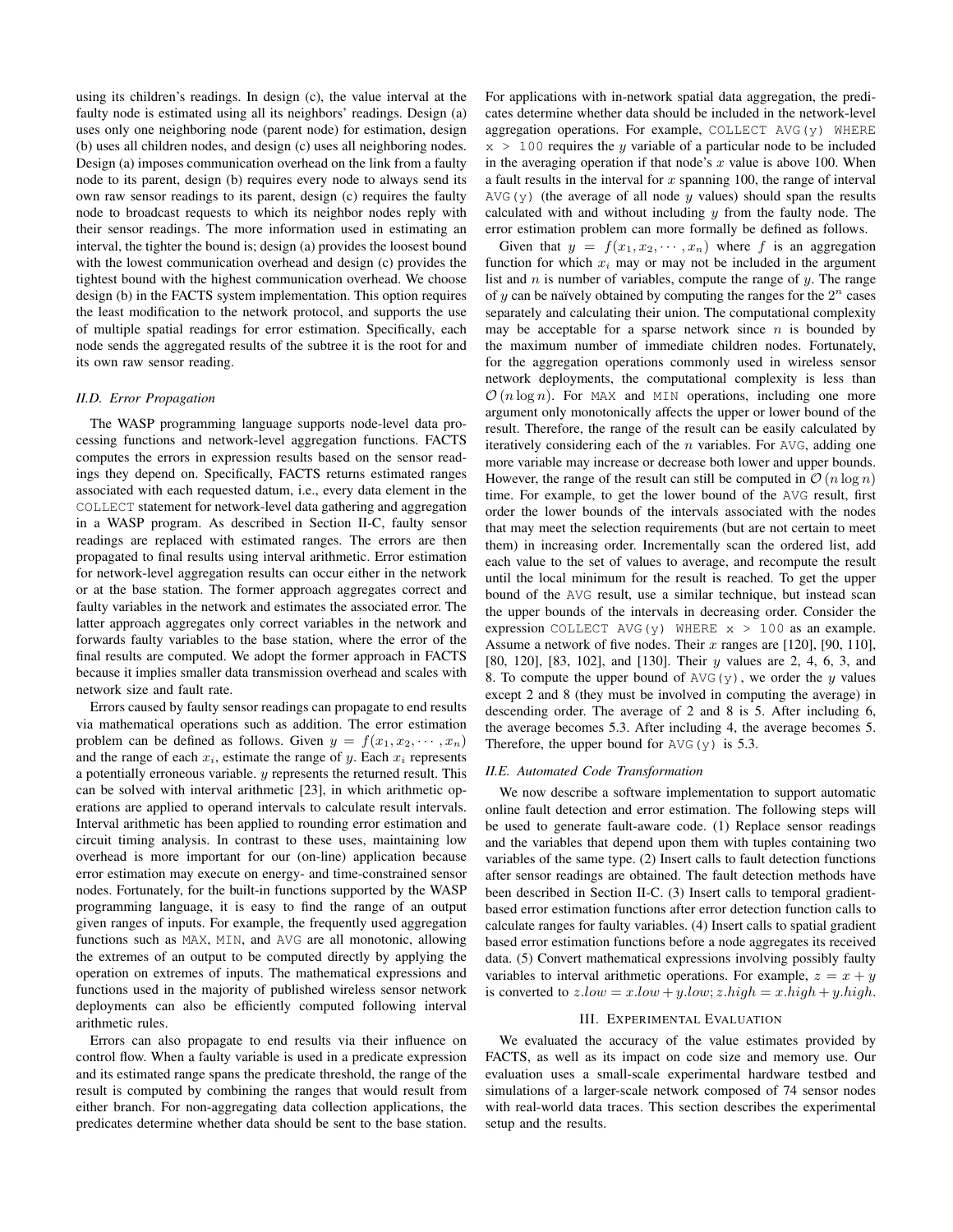using its children's readings. In design (c), the value interval at the faulty node is estimated using all its neighbors' readings. Design (a) uses only one neighboring node (parent node) for estimation, design (b) uses all children nodes, and design (c) uses all neighboring nodes. Design (a) imposes communication overhead on the link from a faulty node to its parent, design (b) requires every node to always send its own raw sensor readings to its parent, design (c) requires the faulty node to broadcast requests to which its neighbor nodes reply with their sensor readings. The more information used in estimating an interval, the tighter the bound is; design (a) provides the loosest bound with the lowest communication overhead and design (c) provides the tightest bound with the highest communication overhead. We choose design (b) in the FACTS system implementation. This option requires the least modification to the network protocol, and supports the use of multiple spatial readings for error estimation. Specifically, each node sends the aggregated results of the subtree it is the root for and its own raw sensor reading.

### *II.D. Error Propagation*

The WASP programming language supports node-level data processing functions and network-level aggregation functions. FACTS computes the errors in expression results based on the sensor readings they depend on. Specifically, FACTS returns estimated ranges associated with each requested datum, i.e., every data element in the `COLLECT` statement for network-level data gathering and aggregation in a WASP program. As described in Section II-C, faulty sensor readings are replaced with estimated ranges. The errors are then propagated to final results using interval arithmetic. Error estimation for network-level aggregation results can occur either in the network or at the base station. The former approach aggregates correct and faulty variables in the network and estimates the associated error. The latter approach aggregates only correct variables in the network and forwards faulty variables to the base station, where the error of the final results are computed. We adopt the former approach in FACTS because it implies smaller data transmission overhead and scales with network size and fault rate.

Errors caused by faulty sensor readings can propagate to end results via mathematical operations such as addition. The error estimation problem can be defined as follows. Given $y = f(x_1, x_2, \cdots, x_n)$ and the range of each $x_i$, estimate the range of $y$. Each $x_i$ represents a potentially erroneous variable. $y$ represents the returned result. This can be solved with interval arithmetic [23], in which arithmetic operations are applied to operand intervals to calculate result intervals. Interval arithmetic has been applied to rounding error estimation and circuit timing analysis. In contrast to these uses, maintaining low overhead is more important for our (on-line) application because error estimation may execute on energy- and time-constrained sensor nodes. Fortunately, for the built-in functions supported by the WASP programming language, it is easy to find the range of an output given ranges of inputs. For example, the frequently used aggregation functions such as `MAX`, `MIN`, and `AVG` are all monotonic, allowing the extremes of an output to be computed directly by applying the operation on extremes of inputs. The mathematical expressions and functions used in the majority of published wireless sensor network deployments can also be efficiently computed following interval arithmetic rules.

Errors can also propagate to end results via their influence on control flow. When a faulty variable is used in a predicate expression and its estimated range spans the predicate threshold, the range of the result is computed by combining the ranges that would result from either branch. For non-aggregating data collection applications, the predicates determine whether data should be sent to the base station. For applications with in-network spatial data aggregation, the predicates determine whether data should be included in the network-level aggregation operations. For example, `COLLECT AVG(y) WHERE x > 100` requires the $y$ variable of a particular node to be included in the averaging operation if that node's $x$ value is above 100. When a fault results in the interval for $x$ spanning 100, the range of interval `AVG(y)` (the average of all node $y$ values) should span the results calculated with and without including $y$ from the faulty node. The error estimation problem can more formally be defined as follows.

Given that $y = f(x_1, x_2, \cdots, x_n)$ where $f$ is an aggregation function for which $x_i$ may or may not be included in the argument list and $n$ is number of variables, compute the range of $y$. The range of $y$ can be naïvely obtained by computing the ranges for the $2^n$ cases separately and calculating their union. The computational complexity may be acceptable for a sparse network since $n$ is bounded by the maximum number of immediate children nodes. Fortunately, for the aggregation operations commonly used in wireless sensor network deployments, the computational complexity is less than $\mathcal{O}(n \log n)$. For `MAX` and `MIN` operations, including one more argument only monotonically affects the upper or lower bound of the result. Therefore, the range of the result can be easily calculated by iteratively considering each of the $n$ variables. For `AVG`, adding one more variable may increase or decrease both lower and upper bounds. However, the range of the result can still be computed in $\mathcal{O}(n \log n)$ time. For example, to get the lower bound of the `AVG` result, first order the lower bounds of the intervals associated with the nodes that may meet the selection requirements (but are not certain to meet them) in increasing order. Incrementally scan the ordered list, add each value to the set of values to average, and recompute the result until the local minimum for the result is reached. To get the upper bound of the `AVG` result, use a similar technique, but instead scan the upper bounds of the intervals in decreasing order. Consider the expression `COLLECT AVG(y) WHERE x > 100` as an example. Assume a network of five nodes. Their $x$ ranges are [120], [90, 110], [80, 120], [83, 102], and [130]. Their $y$ values are 2, 4, 6, 3, and 8. To compute the upper bound of `AVG(y)`, we order the $y$ values except 2 and 8 (they must be involved in computing the average) in descending order. The average of 2 and 8 is 5. After including 6, the average becomes 5.3. After including 4, the average becomes 5. Therefore, the upper bound for `AVG(y)` is 5.3.

### *II.E. Automated Code Transformation*

We now describe a software implementation to support automatic online fault detection and error estimation. The following steps will be used to generate fault-aware code. (1) Replace sensor readings and the variables that depend upon them with tuples containing two variables of the same type. (2) Insert calls to fault detection functions after sensor readings are obtained. The fault detection methods have been described in Section II-C. (3) Insert calls to temporal gradient-based error estimation functions after error detection function calls to calculate ranges for faulty variables. (4) Insert calls to spatial gradient based error estimation functions before a node aggregates its received data. (5) Convert mathematical expressions involving possibly faulty variables to interval arithmetic operations. For example, $z = x + y$ is converted to $z.low = x.low + y.low; z.high = x.high + y.high$.

## III. Experimental Evaluation

We evaluated the accuracy of the value estimates provided by FACTS, as well as its impact on code size and memory use. Our evaluation uses a small-scale experimental hardware testbed and simulations of a larger-scale network composed of 74 sensor nodes with real-world data traces. This section describes the experimental setup and the results.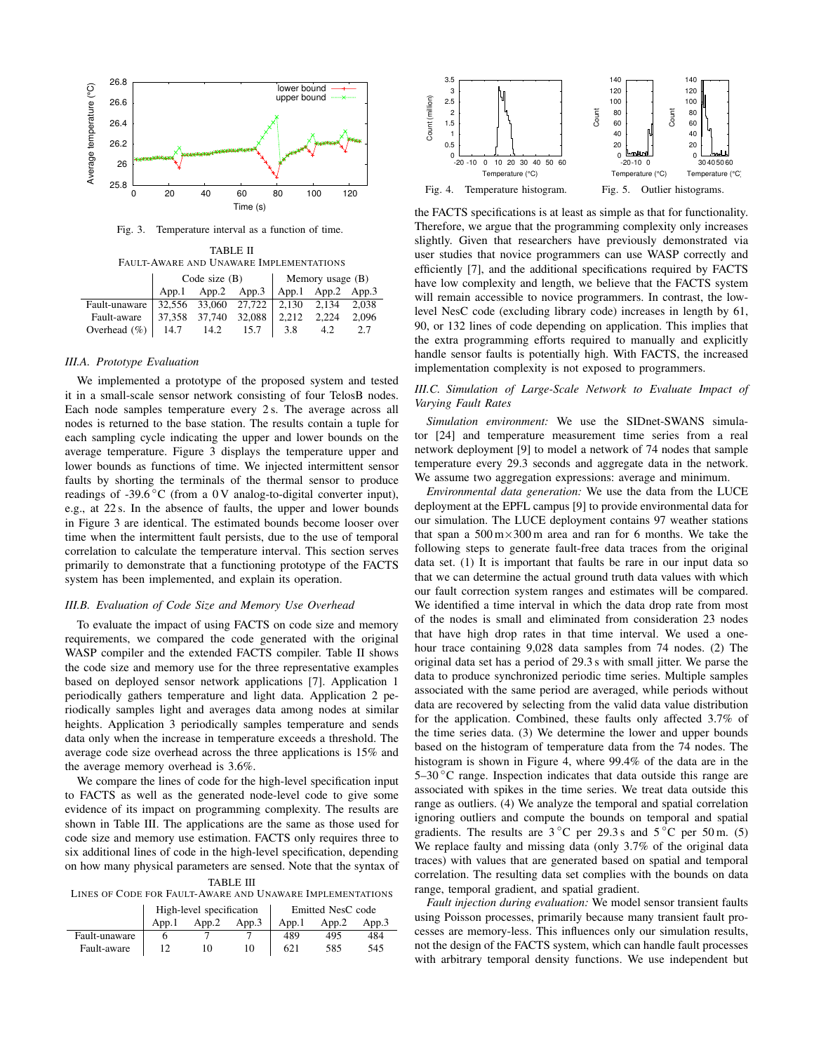Fig. 3. Temperature interval as a function of time.

TABLE II
FAULT-AWARE AND UNAWARE IMPLEMENTATIONS

| | Code size (B) | | | Memory usage (B) | | |
|---|---|---|---|---|---|---|
| | App.1 | App.2 | App.3 | App.1 | App.2 | App.3 |
| Fault-unaware | 32,556 | 33,060 | 27,722 | 2,130 | 2,134 | 2,038 |
| Fault-aware | 37,358 | 37,740 | 32,088 | 2,212 | 2,224 | 2,096 |
| Overhead (%) | 14.7 | 14.2 | 15.7 | 3.8 | 4.2 | 2.7 |

### III.A. Prototype Evaluation

We implemented a prototype of the proposed system and tested it in a small-scale sensor network consisting of four TelosB nodes. Each node samples temperature every 2 s. The average across all nodes is returned to the base station. The results contain a tuple for each sampling cycle indicating the upper and lower bounds on the average temperature. Figure 3 displays the temperature upper and lower bounds as functions of time. We injected intermittent sensor faults by shorting the terminals of the thermal sensor to produce readings of -39.6 °C (from a 0 V analog-to-digital converter input), e.g., at 22 s. In the absence of faults, the upper and lower bounds in Figure 3 are identical. The estimated bounds become looser over time when the intermittent fault persists, due to the use of temporal correlation to calculate the temperature interval. This section serves primarily to demonstrate that a functioning prototype of the FACTS system has been implemented, and explain its operation.

### III.B. Evaluation of Code Size and Memory Use Overhead

To evaluate the impact of using FACTS on code size and memory requirements, we compared the code generated with the original WASP compiler and the extended FACTS compiler. Table II shows the code size and memory use for the three representative examples based on deployed sensor network applications [7]. Application 1 periodically gathers temperature and light data. Application 2 periodically samples light and averages data among nodes at similar heights. Application 3 periodically samples temperature and sends data only when the increase in temperature exceeds a threshold. The average code size overhead across the three applications is 15% and the average memory overhead is 3.6%.

We compare the lines of code for the high-level specification input to FACTS as well as the generated node-level code to give some evidence of its impact on programming complexity. The results are shown in Table III. The applications are the same as those used for code size and memory use estimation. FACTS only requires three to six additional lines of code in the high-level specification, depending on how many physical parameters are sensed. Note that the syntax of the FACTS specifications is at least as simple as that for functionality. Therefore, we argue that the programming complexity only increases slightly. Given that researchers have previously demonstrated via user studies that novice programmers can use WASP correctly and efficiently [7], and the additional specifications required by FACTS have low complexity and length, we believe that the FACTS system will remain accessible to novice programmers. In contrast, the low-level NesC code (excluding library code) increases in length by 61, 90, or 132 lines of code depending on application. This implies that the extra programming efforts required to manually and explicitly handle sensor faults is potentially high. With FACTS, the increased implementation complexity is not exposed to programmers.

TABLE III
LINES OF CODE FOR FAULT-AWARE AND UNAWARE IMPLEMENTATIONS

| | High-level specification | | | Emitted NesC code | | |
|---|---|---|---|---|---|---|
| | App.1 | App.2 | App.3 | App.1 | App.2 | App.3 |
| Fault-unaware | 6 | 7 | 7 | 489 | 495 | 484 |
| Fault-aware | 12 | 10 | 10 | 621 | 585 | 545 |

Fig. 4. Temperature histogram.

Fig. 5. Outlier histograms.

### III.C. Simulation of Large-Scale Network to Evaluate Impact of Varying Fault Rates

*Simulation environment:* We use the SIDnet-SWANS simulator [24] and temperature measurement time series from a real network deployment [9] to model a network of 74 nodes that sample temperature every 29.3 seconds and aggregate data in the network. We assume two aggregation expressions: average and minimum.

*Environmental data generation:* We use the data from the LUCE deployment at the EPFL campus [9] to provide environmental data for our simulation. The LUCE deployment contains 97 weather stations that span a 500 m×300 m area and ran for 6 months. We take the following steps to generate fault-free data traces from the original data set. (1) It is important that faults be rare in our input data so that we can determine the actual ground truth data values with which our fault correction system ranges and estimates will be compared. We identified a time interval in which the data drop rate from most of the nodes is small and eliminated from consideration 23 nodes that have high drop rates in that time interval. We used a one-hour trace containing 9,028 data samples from 74 nodes. (2) The original data set has a period of 29.3 s with small jitter. We parse the data to produce synchronized periodic time series. Multiple samples associated with the same period are averaged, while periods without data are recovered by selecting from the valid data value distribution for the application. Combined, these faults only affected 3.7% of the time series data. (3) We determine the lower and upper bounds based on the histogram of temperature data from the 74 nodes. The histogram is shown in Figure 4, where 99.4% of the data are in the 5–30 °C range. Inspection indicates that data outside this range are associated with spikes in the time series. We treat data outside this range as outliers. (4) We analyze the temporal and spatial correlation ignoring outliers and compute the bounds on temporal and spatial gradients. The results are 3 °C per 29.3 s and 5 °C per 50 m. (5) We replace faulty and missing data (only 3.7% of the original data traces) with values that are generated based on spatial and temporal correlation. The resulting data set complies with the bounds on data range, temporal gradient, and spatial gradient.

*Fault injection during evaluation:* We model sensor transient faults using Poisson processes, primarily because many transient fault processes are memory-less. This influences only our simulation results, not the design of the FACTS system, which can handle fault processes with arbitrary temporal density functions. We use independent but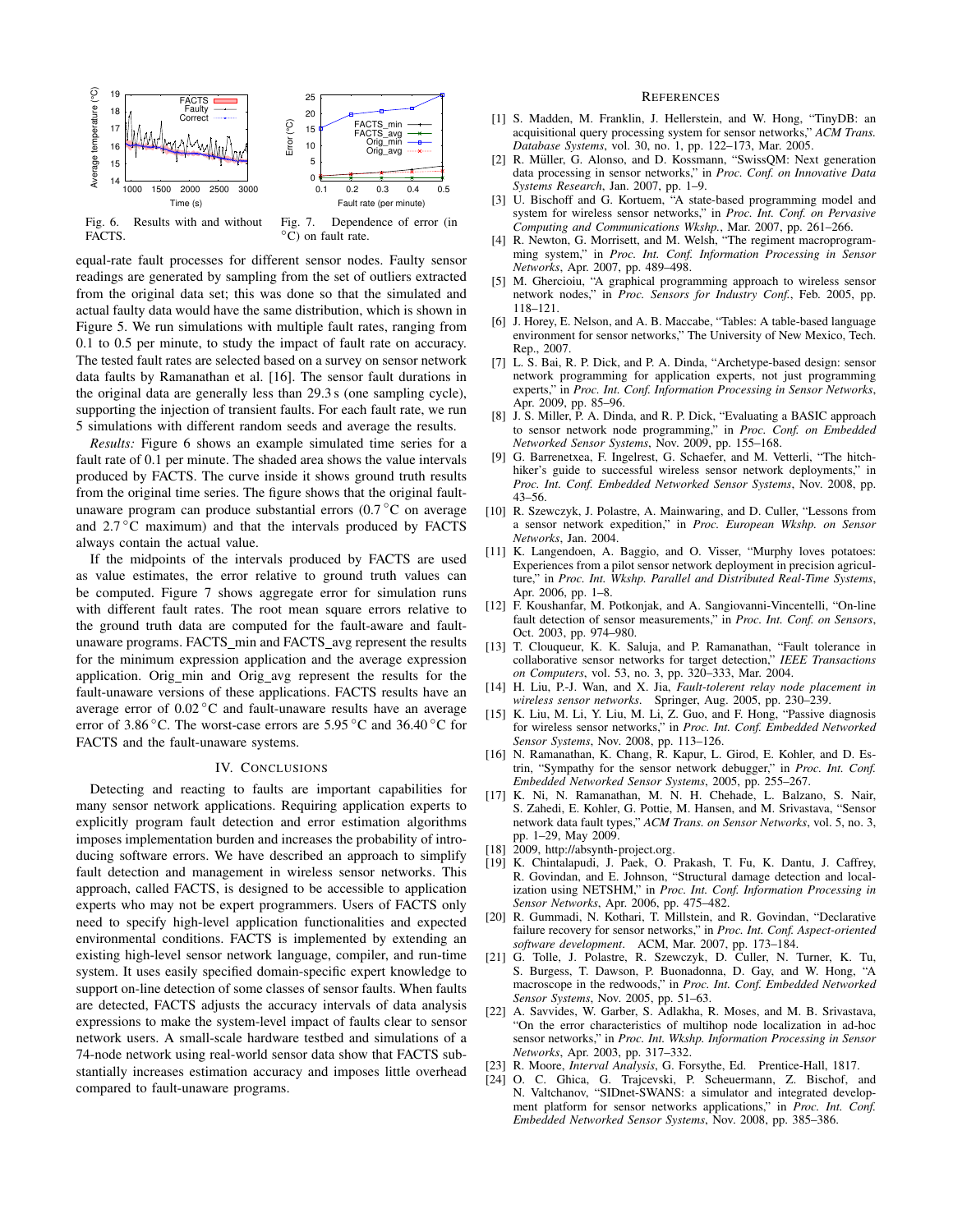19
18
17
16
15
14
Average temperature (°C)
1000 1500 2000 2500 3000
Time (s)
FACTS
Faulty
Correct

Fig. 6. Results with and without FACTS.

25
20
15
10
5
0
Error (°C)
0.1 0.2 0.3 0.4 0.5
Fault rate (per minute)
FACTS_min
FACTS_avg
Orig_min
Orig_avg

Fig. 7. Dependence of error (in °C) on fault rate.

equal-rate fault processes for different sensor nodes. Faulty sensor readings are generated by sampling from the set of outliers extracted from the original data set; this was done so that the simulated and actual faulty data would have the same distribution, which is shown in Figure 5. We run simulations with multiple fault rates, ranging from 0.1 to 0.5 per minute, to study the impact of fault rate on accuracy. The tested fault rates are selected based on a survey on sensor network data faults by Ramanathan et al. [16]. The sensor fault durations in the original data are generally less than 29.3 s (one sampling cycle), supporting the injection of transient faults. For each fault rate, we run 5 simulations with different random seeds and average the results.

*Results:* Figure 6 shows an example simulated time series for a fault rate of 0.1 per minute. The shaded area shows the value intervals produced by FACTS. The curve inside it shows ground truth results from the original time series. The figure shows that the original fault-unaware program can produce substantial errors (0.7 °C on average and 2.7 °C maximum) and that the intervals produced by FACTS always contain the actual value.

If the midpoints of the intervals produced by FACTS are used as value estimates, the error relative to ground truth values can be computed. Figure 7 shows aggregate error for simulation runs with different fault rates. The root mean square errors relative to the ground truth data are computed for the fault-aware and fault-unaware programs. FACTS_min and FACTS_avg represent the results for the minimum expression application and the average expression application. Orig_min and Orig_avg represent the results for the fault-unaware versions of these applications. FACTS results have an average error of 0.02 °C and fault-unaware results have an average error of 3.86 °C. The worst-case errors are 5.95 °C and 36.40 °C for FACTS and the fault-unaware systems.

## IV. Conclusions

Detecting and reacting to faults are important capabilities for many sensor network applications. Requiring application experts to explicitly program fault detection and error estimation algorithms imposes implementation burden and increases the probability of introducing software errors. We have described an approach to simplify fault detection and management in wireless sensor networks. This approach, called FACTS, is designed to be accessible to application experts who may not be expert programmers. Users of FACTS only need to specify high-level application functionalities and expected environmental conditions. FACTS is implemented by extending an existing high-level sensor network language, compiler, and run-time system. It uses easily specified domain-specific expert knowledge to support on-line detection of some classes of sensor faults. When faults are detected, FACTS adjusts the accuracy intervals of data analysis expressions to make the system-level impact of faults clear to sensor network users. A small-scale hardware testbed and simulations of a 74-node network using real-world sensor data show that FACTS substantially increases estimation accuracy and imposes little overhead compared to fault-unaware programs.

## References

[1] S. Madden, M. Franklin, J. Hellerstein, and W. Hong, "TinyDB: an acquisitional query processing system for sensor networks," *ACM Trans. Database Systems*, vol. 30, no. 1, pp. 122–173, Mar. 2005.

[2] R. Müller, G. Alonso, and D. Kossmann, "SwissQM: Next generation data processing in sensor networks," in *Proc. Conf. on Innovative Data Systems Research*, Jan. 2007, pp. 1–9.

[3] U. Bischoff and G. Kortuem, "A state-based programming model and system for wireless sensor networks," in *Proc. Int. Conf. on Pervasive Computing and Communications Wkshp.*, Mar. 2007, pp. 261–266.

[4] R. Newton, G. Morrisett, and M. Welsh, "The regiment macroprogramming system," in *Proc. Int. Conf. Information Processing in Sensor Networks*, Apr. 2007, pp. 489–498.

[5] M. Ghercioiu, "A graphical programming approach to wireless sensor network nodes," in *Proc. Sensors for Industry Conf.*, Feb. 2005, pp. 118–121.

[6] J. Horey, E. Nelson, and A. B. Maccabe, "Tables: A table-based language environment for sensor networks," The University of New Mexico, Tech. Rep., 2007.

[7] L. S. Bai, R. P. Dick, and P. A. Dinda, "Archetype-based design: sensor network programming for application experts, not just programming experts," in *Proc. Int. Conf. Information Processing in Sensor Networks*, Apr. 2009, pp. 85–96.

[8] J. S. Miller, P. A. Dinda, and R. P. Dick, "Evaluating a BASIC approach to sensor network node programming," in *Proc. Conf. on Embedded Networked Sensor Systems*, Nov. 2009, pp. 155–168.

[9] G. Barrenetxea, F. Ingelrest, G. Schaefer, and M. Vetterli, "The hitchhiker's guide to successful wireless sensor network deployments," in *Proc. Int. Conf. Embedded Networked Sensor Systems*, Nov. 2008, pp. 43–56.

[10] R. Szewczyk, J. Polastre, A. Mainwaring, and D. Culler, "Lessons from a sensor network expedition," in *Proc. European Wkshp. on Sensor Networks*, Jan. 2004.

[11] K. Langendoen, A. Baggio, and O. Visser, "Murphy loves potatoes: Experiences from a pilot sensor network deployment in precision agriculture," in *Proc. Int. Wkshp. Parallel and Distributed Real-Time Systems*, Apr. 2006, pp. 1–8.

[12] F. Koushanfar, M. Potkonjak, and A. Sangiovanni-Vincentelli, "On-line fault detection of sensor measurements," in *Proc. Int. Conf. on Sensors*, Oct. 2003, pp. 974–980.

[13] T. Clouqueur, K. K. Saluja, and P. Ramanathan, "Fault tolerance in collaborative sensor networks for target detection," *IEEE Transactions on Computers*, vol. 53, no. 3, pp. 320–333, Mar. 2004.

[14] H. Liu, P.-J. Wan, and X. Jia, *Fault-tolerent relay node placement in wireless sensor networks*. Springer, Aug. 2005, pp. 230–239.

[15] K. Liu, M. Li, Y. Liu, M. Li, Z. Guo, and F. Hong, "Passive diagnosis for wireless sensor networks," in *Proc. Int. Conf. Embedded Networked Sensor Systems*, Nov. 2008, pp. 113–126.

[16] N. Ramanathan, K. Chang, R. Kapur, L. Girod, E. Kohler, and D. Estrin, "Sympathy for the sensor network debugger," in *Proc. Int. Conf. Embedded Networked Sensor Systems*, 2005, pp. 255–267.

[17] K. Ni, N. Ramanathan, M. N. H. Chehade, L. Balzano, S. Nair, S. Zahedi, E. Kohler, G. Pottie, M. Hansen, and M. Srivastava, "Sensor network data fault types," *ACM Trans. on Sensor Networks*, vol. 5, no. 3, pp. 1–29, May 2009.

[18] 2009, http://absynth-project.org.

[19] K. Chintalapudi, J. Paek, O. Prakash, T. Fu, K. Dantu, J. Caffrey, R. Govindan, and E. Johnson, "Structural damage detection and localization using NETSHM," in *Proc. Int. Conf. Information Processing in Sensor Networks*, Apr. 2006, pp. 475–482.

[20] R. Gummadi, N. Kothari, T. Millstein, and R. Govindan, "Declarative failure recovery for sensor networks," in *Proc. Int. Conf. Aspect-oriented software development*. ACM, Mar. 2007, pp. 173–184.

[21] G. Tolle, J. Polastre, R. Szewczyk, D. Culler, N. Turner, K. Tu, S. Burgess, T. Dawson, P. Buonadonna, D. Gay, and W. Hong, "A macroscope in the redwoods," in *Proc. Int. Conf. Embedded Networked Sensor Systems*, Nov. 2005, pp. 51–63.

[22] A. Savvides, W. Garber, S. Adlakha, R. Moses, and M. B. Srivastava, "On the error characteristics of multihop node localization in ad-hoc sensor networks," in *Proc. Int. Wkshp. Information Processing in Sensor Networks*, Apr. 2003, pp. 317–332.

[23] R. Moore, *Interval Analysis*, G. Forsythe, Ed. Prentice-Hall, 1817.

[24] O. C. Ghica, G. Trajcevski, P. Scheuermann, Z. Bischof, and N. Valtchanov, "SIDnet-SWANS: a simulator and integrated development platform for sensor networks applications," in *Proc. Int. Conf. Embedded Networked Sensor Systems*, Nov. 2008, pp. 385–386.